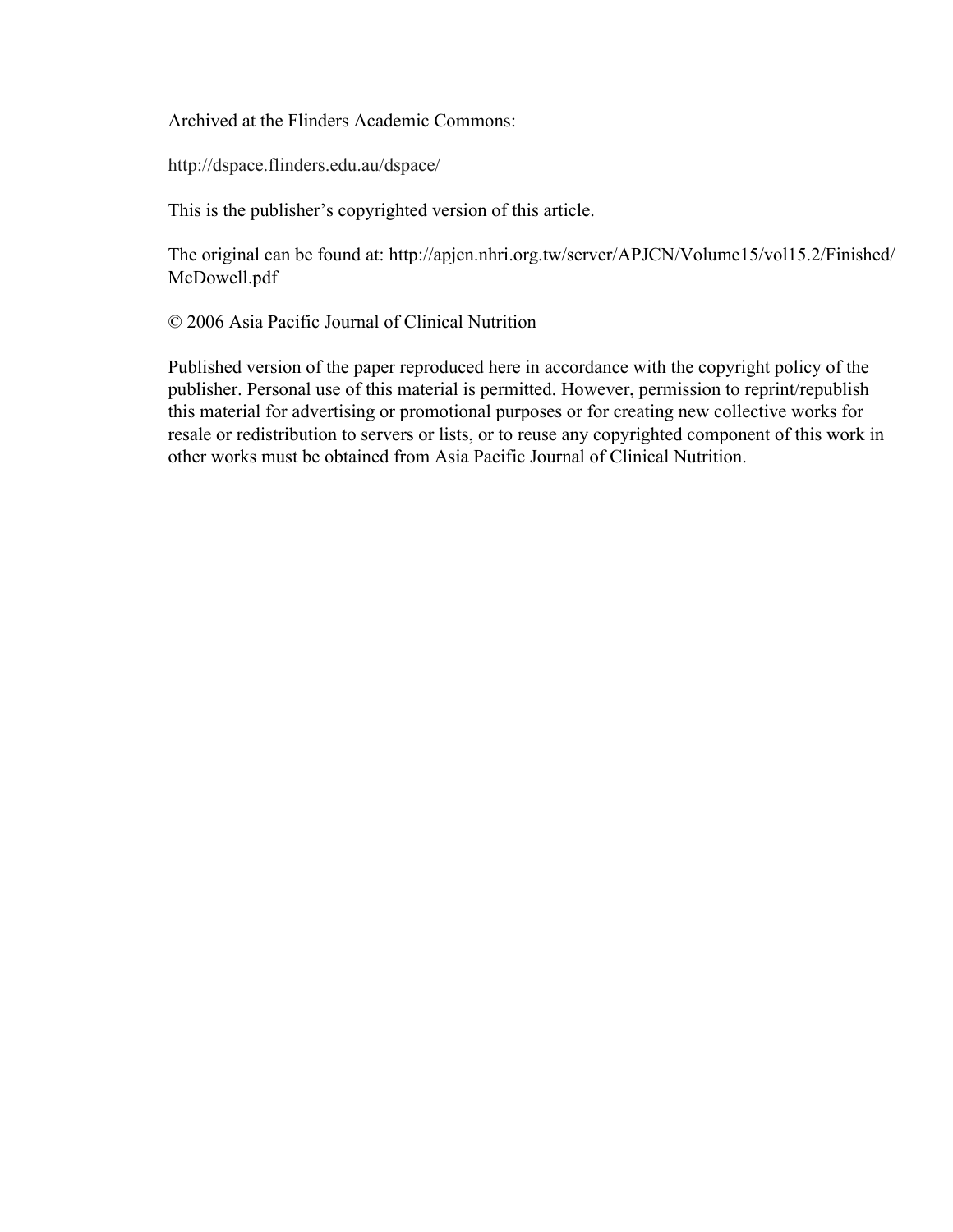Archived at the Flinders Academic Commons:

http://dspace.flinders.edu.au/dspace/

This is the publisher's copyrighted version of this article.

The original can be found at: http://apjcn.nhri.org.tw/server/APJCN/Volume15/vol15.2/Finished/McDowell.pdf

© 2006 Asia Pacific Journal of Clinical Nutrition

Published version of the paper reproduced here in accordance with the copyright policy of the publisher. Personal use of this material is permitted. However, permission to reprint/republish this material for advertising or promotional purposes or for creating new collective works for resale or redistribution to servers or lists, or to reuse any copyrighted component of this work in other works must be obtained from Asia Pacific Journal of Clinical Nutrition.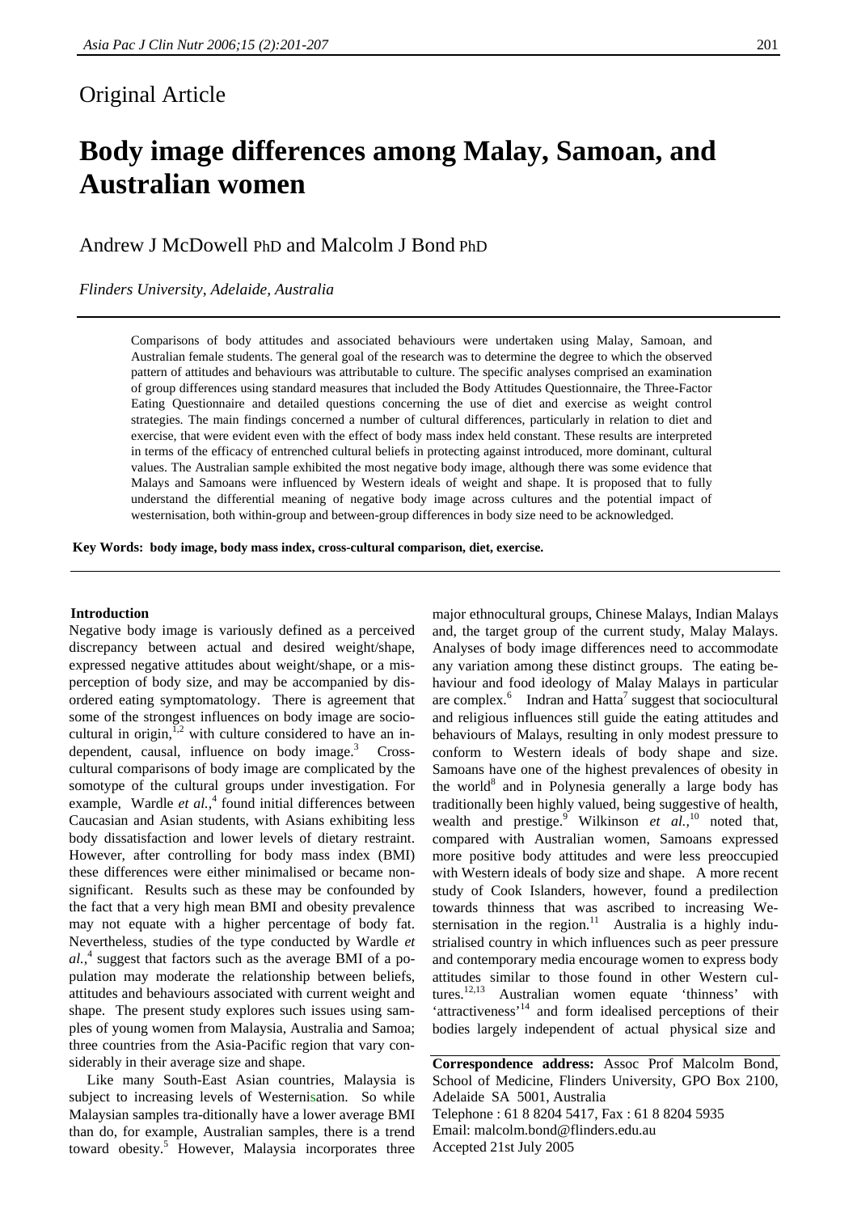## Original Article

# Body image differences among Malay, Samoan, and Australian women

Andrew J McDowell PhD and Malcolm J Bond PhD

*Flinders University, Adelaide, Australia*

Comparisons of body attitudes and associated behaviours were undertaken using Malay, Samoan, and Australian female students. The general goal of the research was to determine the degree to which the observed pattern of attitudes and behaviours was attributable to culture. The specific analyses comprised an examination of group differences using standard measures that included the Body Attitudes Questionnaire, the Three-Factor Eating Questionnaire and detailed questions concerning the use of diet and exercise as weight control strategies. The main findings concerned a number of cultural differences, particularly in relation to diet and exercise, that were evident even with the effect of body mass index held constant. These results are interpreted in terms of the efficacy of entrenched cultural beliefs in protecting against introduced, more dominant, cultural values. The Australian sample exhibited the most negative body image, although there was some evidence that Malays and Samoans were influenced by Western ideals of weight and shape. It is proposed that to fully understand the differential meaning of negative body image across cultures and the potential impact of westernisation, both within-group and between-group differences in body size need to be acknowledged.

**Key Words: body image, body mass index, cross-cultural comparison, diet, exercise.**

### Introduction

Negative body image is variously defined as a perceived discrepancy between actual and desired weight/shape, expressed negative attitudes about weight/shape, or a misperception of body size, and may be accompanied by disordered eating symptomatology. There is agreement that some of the strongest influences on body image are sociocultural in origin,[1,2] with culture considered to have an independent, causal, influence on body image.[3] Cross-cultural comparisons of body image are complicated by the somotype of the cultural groups under investigation. For example, Wardle *et al.*,[4] found initial differences between Caucasian and Asian students, with Asians exhibiting less body dissatisfaction and lower levels of dietary restraint. However, after controlling for body mass index (BMI) these differences were either minimalised or became non-significant. Results such as these may be confounded by the fact that a very high mean BMI and obesity prevalence may not equate with a higher percentage of body fat. Nevertheless, studies of the type conducted by Wardle *et al.*,[4] suggest that factors such as the average BMI of a population may moderate the relationship between beliefs, attitudes and behaviours associated with current weight and shape. The present study explores such issues using samples of young women from Malaysia, Australia and Samoa; three countries from the Asia-Pacific region that vary considerably in their average size and shape.

Like many South-East Asian countries, Malaysia is subject to increasing levels of Westernisation. So while Malaysian samples tra-ditionally have a lower average BMI than do, for example, Australian samples, there is a trend toward obesity.[5] However, Malaysia incorporates three major ethnocultural groups, Chinese Malays, Indian Malays and, the target group of the current study, Malay Malays. Analyses of body image differences need to accommodate any variation among these distinct groups. The eating behaviour and food ideology of Malay Malays in particular are complex.[6] Indran and Hatta[7] suggest that sociocultural and religious influences still guide the eating attitudes and behaviours of Malays, resulting in only modest pressure to conform to Western ideals of body shape and size. Samoans have one of the highest prevalences of obesity in the world[8] and in Polynesia generally a large body has traditionally been highly valued, being suggestive of health, wealth and prestige.[9] Wilkinson *et al.*,[10] noted that, compared with Australian women, Samoans expressed more positive body attitudes and were less preoccupied with Western ideals of body size and shape. A more recent study of Cook Islanders, however, found a predilection towards thinness that was ascribed to increasing Westernisation in the region.[11] Australia is a highly industrialised country in which influences such as peer pressure and contemporary media encourage women to express body attitudes similar to those found in other Western cultures.[12,13] Australian women equate 'thinness' with 'attractiveness'[14] and form idealised perceptions of their bodies largely independent of actual physical size and

**Correspondence address:** Assoc Prof Malcolm Bond, School of Medicine, Flinders University, GPO Box 2100, Adelaide SA 5001, Australia
Telephone : 61 8 8204 5417, Fax : 61 8 8204 5935
Email: malcolm.bond@flinders.edu.au
Accepted 21st July 2005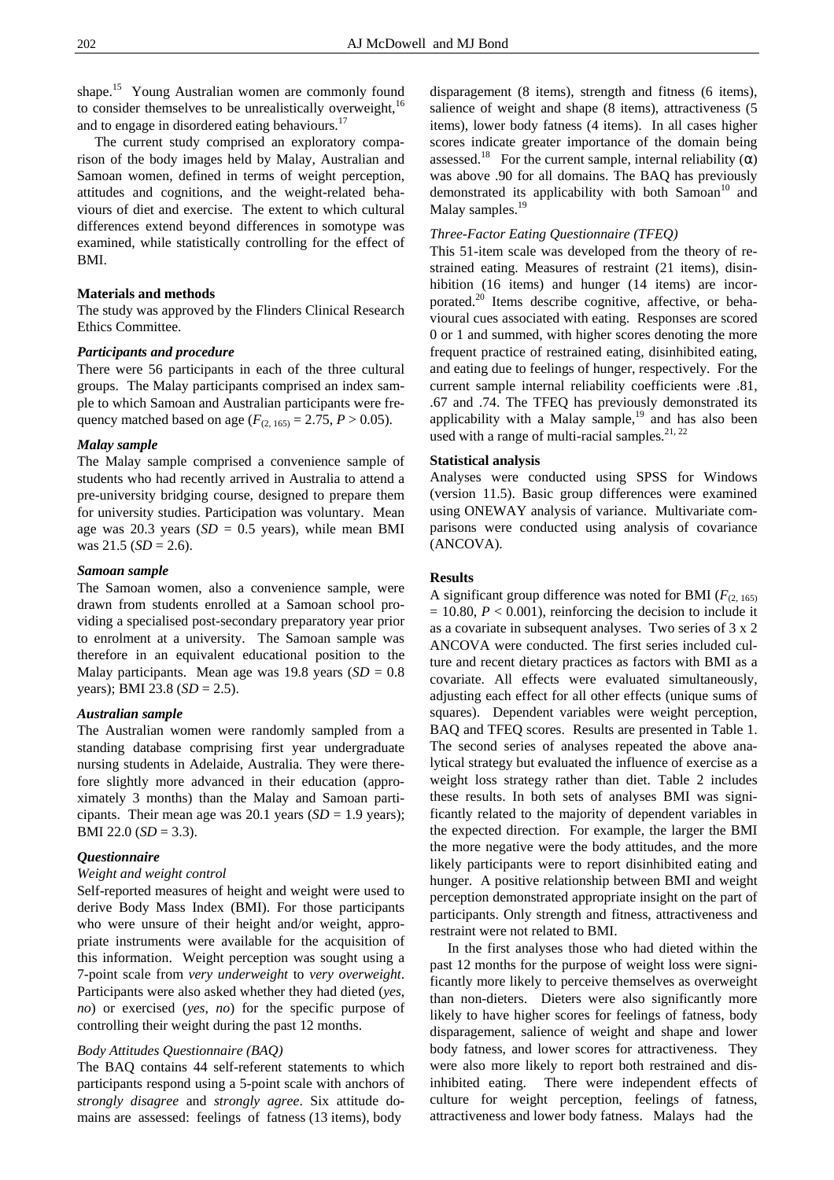shape.[15] Young Australian women are commonly found to consider themselves to be unrealistically overweight,[16] and to engage in disordered eating behaviours.[17]

The current study comprised an exploratory comparison of the body images held by Malay, Australian and Samoan women, defined in terms of weight perception, attitudes and cognitions, and the weight-related behaviours of diet and exercise. The extent to which cultural differences extend beyond differences in somotype was examined, while statistically controlling for the effect of BMI.

### Materials and methods

The study was approved by the Flinders Clinical Research Ethics Committee.

#### *Participants and procedure*

There were 56 participants in each of the three cultural groups. The Malay participants comprised an index sample to which Samoan and Australian participants were frequency matched based on age ($F_{(2, 165)} = 2.75$, $P > 0.05$).

#### *Malay sample*

The Malay sample comprised a convenience sample of students who had recently arrived in Australia to attend a pre-university bridging course, designed to prepare them for university studies. Participation was voluntary. Mean age was 20.3 years ($SD = 0.5$ years), while mean BMI was 21.5 ($SD = 2.6$).

#### *Samoan sample*

The Samoan women, also a convenience sample, were drawn from students enrolled at a Samoan school providing a specialised post-secondary preparatory year prior to enrolment at a university. The Samoan sample was therefore in an equivalent educational position to the Malay participants. Mean age was 19.8 years ($SD = 0.8$ years); BMI 23.8 ($SD = 2.5$).

#### *Australian sample*

The Australian women were randomly sampled from a standing database comprising first year undergraduate nursing students in Adelaide, Australia. They were therefore slightly more advanced in their education (approximately 3 months) than the Malay and Samoan participants. Their mean age was 20.1 years ($SD = 1.9$ years); BMI 22.0 ($SD = 3.3$).

#### *Questionnaire*

*Weight and weight control*

Self-reported measures of height and weight were used to derive Body Mass Index (BMI). For those participants who were unsure of their height and/or weight, appropriate instruments were available for the acquisition of this information. Weight perception was sought using a 7-point scale from *very underweight* to *very overweight*. Participants were also asked whether they had dieted (*yes*, *no*) or exercised (*yes*, *no*) for the specific purpose of controlling their weight during the past 12 months.

*Body Attitudes Questionnaire (BAQ)*

The BAQ contains 44 self-referent statements to which participants respond using a 5-point scale with anchors of *strongly disagree* and *strongly agree*. Six attitude domains are assessed: feelings of fatness (13 items), body disparagement (8 items), strength and fitness (6 items), salience of weight and shape (8 items), attractiveness (5 items), lower body fatness (4 items). In all cases higher scores indicate greater importance of the domain being assessed.[18] For the current sample, internal reliability ($\alpha$) was above .90 for all domains. The BAQ has previously demonstrated its applicability with both Samoan[10] and Malay samples.[19]

*Three-Factor Eating Questionnaire (TFEQ)*

This 51-item scale was developed from the theory of restrained eating. Measures of restraint (21 items), disinhibition (16 items) and hunger (14 items) are incorporated.[20] Items describe cognitive, affective, or behavioural cues associated with eating. Responses are scored 0 or 1 and summed, with higher scores denoting the more frequent practice of restrained eating, disinhibited eating, and eating due to feelings of hunger, respectively. For the current sample internal reliability coefficients were .81, .67 and .74. The TFEQ has previously demonstrated its applicability with a Malay sample,[19] and has also been used with a range of multi-racial samples.[21, 22]

#### Statistical analysis

Analyses were conducted using SPSS for Windows (version 11.5). Basic group differences were examined using ONEWAY analysis of variance. Multivariate comparisons were conducted using analysis of covariance (ANCOVA).

### Results

A significant group difference was noted for BMI ($F_{(2, 165)} = 10.80$, $P < 0.001$), reinforcing the decision to include it as a covariate in subsequent analyses. Two series of 3 x 2 ANCOVA were conducted. The first series included culture and recent dietary practices as factors with BMI as a covariate. All effects were evaluated simultaneously, adjusting each effect for all other effects (unique sums of squares). Dependent variables were weight perception, BAQ and TFEQ scores. Results are presented in Table 1. The second series of analyses repeated the above analytical strategy but evaluated the influence of exercise as a weight loss strategy rather than diet. Table 2 includes these results. In both sets of analyses BMI was significantly related to the majority of dependent variables in the expected direction. For example, the larger the BMI the more negative were the body attitudes, and the more likely participants were to report disinhibited eating and hunger. A positive relationship between BMI and weight perception demonstrated appropriate insight on the part of participants. Only strength and fitness, attractiveness and restraint were not related to BMI.

In the first analyses those who had dieted within the past 12 months for the purpose of weight loss were significantly more likely to perceive themselves as overweight than non-dieters. Dieters were also significantly more likely to have higher scores for feelings of fatness, body disparagement, salience of weight and shape and lower body fatness, and lower scores for attractiveness. They were also more likely to report both restrained and disinhibited eating. There were independent effects of culture for weight perception, feelings of fatness, attractiveness and lower body fatness. Malays had the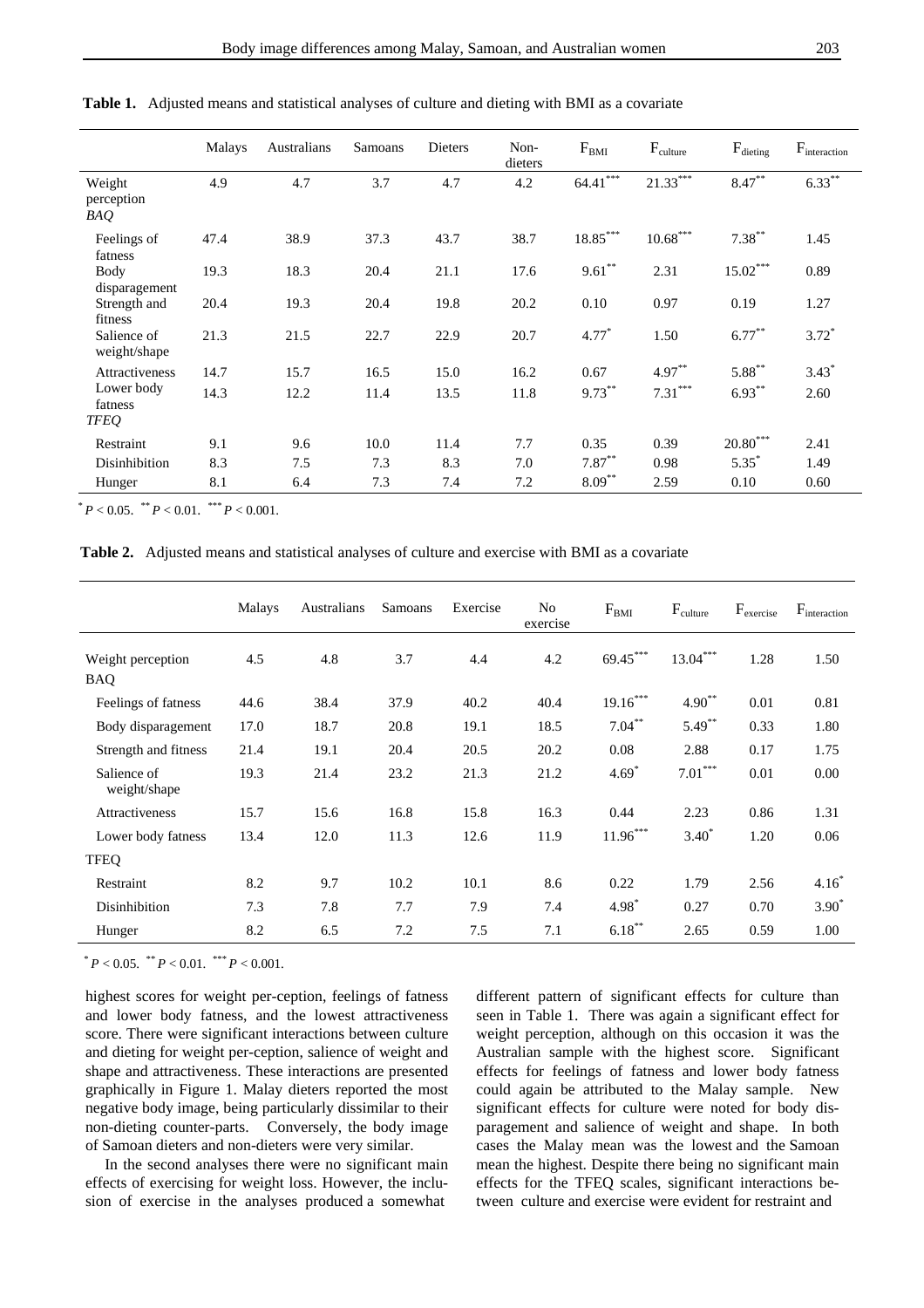**Table 1.** Adjusted means and statistical analyses of culture and dieting with BMI as a covariate

| | Malays | Australians | Samoans | Dieters | Non-dieters | $F_{BMI}$ | $F_{culture}$ | $F_{dieting}$ | $F_{interaction}$ |
|---|---|---|---|---|---|---|---|---|---|
| Weight perception | 4.9 | 4.7 | 3.7 | 4.7 | 4.2 | $64.41^{***}$ | $21.33^{***}$ | $8.47^{**}$ | $6.33^{**}$ |
| *BAQ* | | | | | | | | | |
| Feelings of fatness | 47.4 | 38.9 | 37.3 | 43.7 | 38.7 | $18.85^{***}$ | $10.68^{***}$ | $7.38^{**}$ | 1.45 |
| Body disparagement | 19.3 | 18.3 | 20.4 | 21.1 | 17.6 | $9.61^{**}$ | 2.31 | $15.02^{***}$ | 0.89 |
| Strength and fitness | 20.4 | 19.3 | 20.4 | 19.8 | 20.2 | 0.10 | 0.97 | 0.19 | 1.27 |
| Salience of weight/shape | 21.3 | 21.5 | 22.7 | 22.9 | 20.7 | $4.77^{*}$ | 1.50 | $6.77^{**}$ | $3.72^{*}$ |
| Attractiveness | 14.7 | 15.7 | 16.5 | 15.0 | 16.2 | 0.67 | $4.97^{**}$ | $5.88^{**}$ | $3.43^{*}$ |
| Lower body fatness | 14.3 | 12.2 | 11.4 | 13.5 | 11.8 | $9.73^{**}$ | $7.31^{***}$ | $6.93^{**}$ | 2.60 |
| *TFEQ* | | | | | | | | | |
| Restraint | 9.1 | 9.6 | 10.0 | 11.4 | 7.7 | 0.35 | 0.39 | $20.80^{***}$ | 2.41 |
| Disinhibition | 8.3 | 7.5 | 7.3 | 8.3 | 7.0 | $7.87^{**}$ | 0.98 | $5.35^{*}$ | 1.49 |
| Hunger | 8.1 | 6.4 | 7.3 | 7.4 | 7.2 | $8.09^{**}$ | 2.59 | 0.10 | 0.60 |

$^{*}P < 0.05$. $^{**}P < 0.01$. $^{***}P < 0.001$.

**Table 2.** Adjusted means and statistical analyses of culture and exercise with BMI as a covariate

| | Malays | Australians | Samoans | Exercise | No exercise | $F_{BMI}$ | $F_{culture}$ | $F_{exercise}$ | $F_{interaction}$ |
|---|---|---|---|---|---|---|---|---|---|
| Weight perception | 4.5 | 4.8 | 3.7 | 4.4 | 4.2 | $69.45^{***}$ | $13.04^{***}$ | 1.28 | 1.50 |
| BAQ | | | | | | | | | |
| Feelings of fatness | 44.6 | 38.4 | 37.9 | 40.2 | 40.4 | $19.16^{***}$ | $4.90^{**}$ | 0.01 | 0.81 |
| Body disparagement | 17.0 | 18.7 | 20.8 | 19.1 | 18.5 | $7.04^{**}$ | $5.49^{**}$ | 0.33 | 1.80 |
| Strength and fitness | 21.4 | 19.1 | 20.4 | 20.5 | 20.2 | 0.08 | 2.88 | 0.17 | 1.75 |
| Salience of weight/shape | 19.3 | 21.4 | 23.2 | 21.3 | 21.2 | $4.69^{*}$ | $7.01^{***}$ | 0.01 | 0.00 |
| Attractiveness | 15.7 | 15.6 | 16.8 | 15.8 | 16.3 | 0.44 | 2.23 | 0.86 | 1.31 |
| Lower body fatness | 13.4 | 12.0 | 11.3 | 12.6 | 11.9 | $11.96^{***}$ | $3.40^{*}$ | 1.20 | 0.06 |
| TFEQ | | | | | | | | | |
| Restraint | 8.2 | 9.7 | 10.2 | 10.1 | 8.6 | 0.22 | 1.79 | 2.56 | $4.16^{*}$ |
| Disinhibition | 7.3 | 7.8 | 7.7 | 7.9 | 7.4 | $4.98^{*}$ | 0.27 | 0.70 | $3.90^{*}$ |
| Hunger | 8.2 | 6.5 | 7.2 | 7.5 | 7.1 | $6.18^{**}$ | 2.65 | 0.59 | 1.00 |

$^{*}P < 0.05$. $^{**}P < 0.01$. $^{***}P < 0.001$.

highest scores for weight per-ception, feelings of fatness and lower body fatness, and the lowest attractiveness score. There were significant interactions between culture and dieting for weight per-ception, salience of weight and shape and attractiveness. These interactions are presented graphically in Figure 1. Malay dieters reported the most negative body image, being particularly dissimilar to their non-dieting counter-parts. Conversely, the body image of Samoan dieters and non-dieters were very similar.

In the second analyses there were no significant main effects of exercising for weight loss. However, the inclusion of exercise in the analyses produced a somewhat different pattern of significant effects for culture than seen in Table 1. There was again a significant effect for weight perception, although on this occasion it was the Australian sample with the highest score. Significant effects for feelings of fatness and lower body fatness could again be attributed to the Malay sample. New significant effects for culture were noted for body disparagement and salience of weight and shape. In both cases the Malay mean was the lowest and the Samoan mean the highest. Despite there being no significant main effects for the TFEQ scales, significant interactions between culture and exercise were evident for restraint and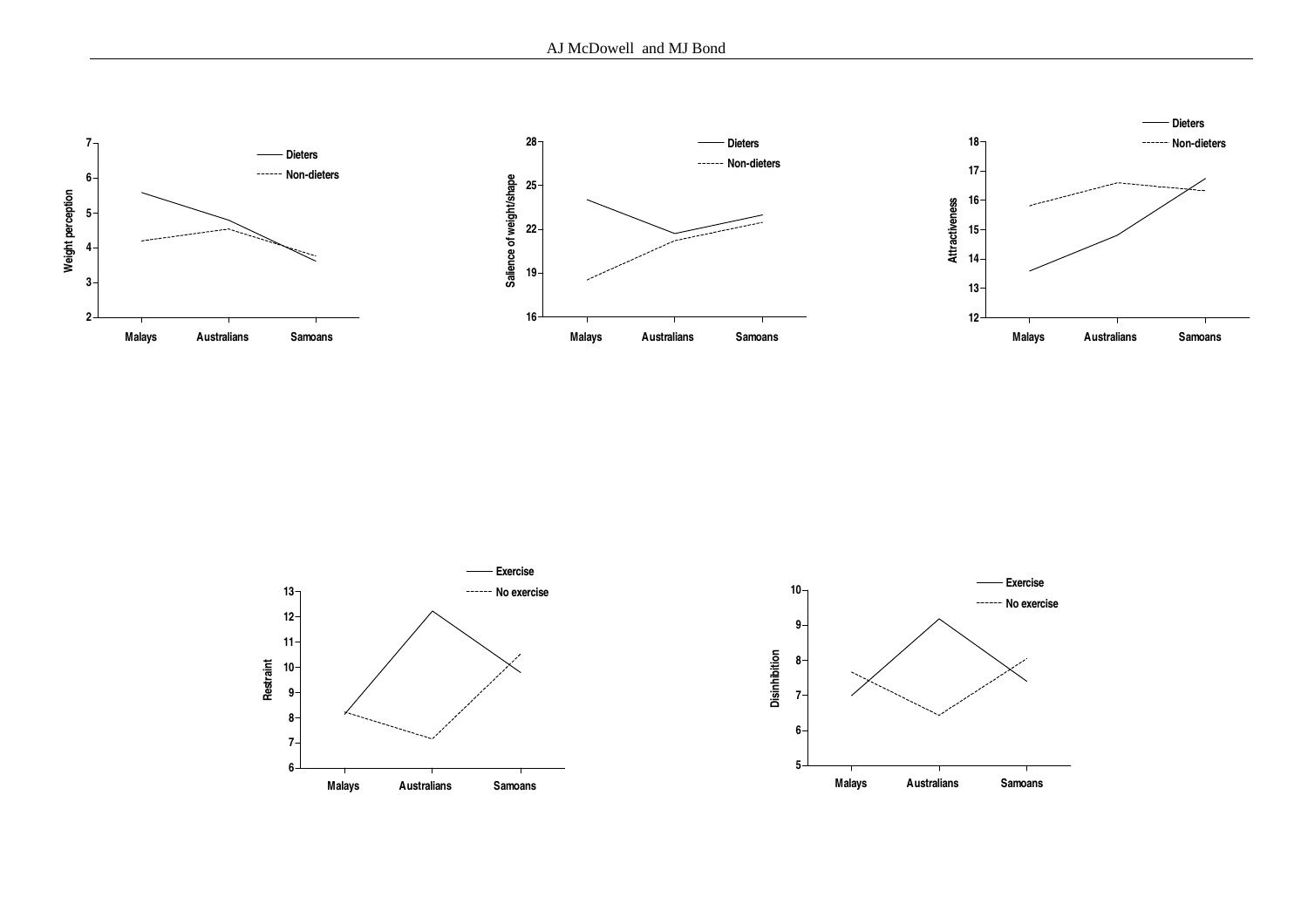Weight perception: Dieters, Non-dieters (Malays, Australians, Samoans)

Salience of weight/shape: Dieters, Non-dieters (Malays, Australians, Samoans)

Attractiveness: Dieters, Non-dieters (Malays, Australians, Samoans)

Restraint: Exercise, No exercise (Malays, Australians, Samoans)

Disinhibition: Exercise, No exercise (Malays, Australians, Samoans)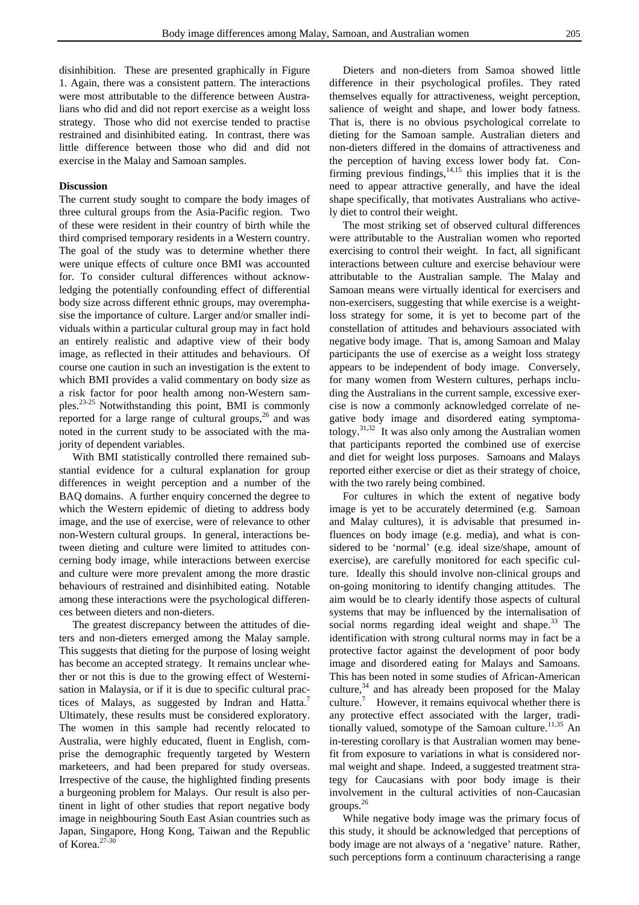disinhibition. These are presented graphically in Figure 1. Again, there was a consistent pattern. The interactions were most attributable to the difference between Australians who did and did not report exercise as a weight loss strategy. Those who did not exercise tended to practise restrained and disinhibited eating. In contrast, there was little difference between those who did and did not exercise in the Malay and Samoan samples.

**Discussion**

The current study sought to compare the body images of three cultural groups from the Asia-Pacific region. Two of these were resident in their country of birth while the third comprised temporary residents in a Western country. The goal of the study was to determine whether there were unique effects of culture once BMI was accounted for. To consider cultural differences without acknowledging the potentially confounding effect of differential body size across different ethnic groups, may overemphasise the importance of culture. Larger and/or smaller individuals within a particular cultural group may in fact hold an entirely realistic and adaptive view of their body image, as reflected in their attitudes and behaviours. Of course one caution in such an investigation is the extent to which BMI provides a valid commentary on body size as a risk factor for poor health among non-Western samples.[23-25] Notwithstanding this point, BMI is commonly reported for a large range of cultural groups,[26] and was noted in the current study to be associated with the majority of dependent variables.

With BMI statistically controlled there remained substantial evidence for a cultural explanation for group differences in weight perception and a number of the BAQ domains. A further enquiry concerned the degree to which the Western epidemic of dieting to address body image, and the use of exercise, were of relevance to other non-Western cultural groups. In general, interactions between dieting and culture were limited to attitudes concerning body image, while interactions between exercise and culture were more prevalent among the more drastic behaviours of restrained and disinhibited eating. Notable among these interactions were the psychological differences between dieters and non-dieters.

The greatest discrepancy between the attitudes of dieters and non-dieters emerged among the Malay sample. This suggests that dieting for the purpose of losing weight has become an accepted strategy. It remains unclear whether or not this is due to the growing effect of Westernisation in Malaysia, or if it is due to specific cultural practices of Malays, as suggested by Indran and Hatta.[7] Ultimately, these results must be considered exploratory. The women in this sample had recently relocated to Australia, were highly educated, fluent in English, comprise the demographic frequently targeted by Western marketeers, and had been prepared for study overseas. Irrespective of the cause, the highlighted finding presents a burgeoning problem for Malays. Our result is also pertinent in light of other studies that report negative body image in neighbouring South East Asian countries such as Japan, Singapore, Hong Kong, Taiwan and the Republic of Korea.[27-30]

Dieters and non-dieters from Samoa showed little difference in their psychological profiles. They rated themselves equally for attractiveness, weight perception, salience of weight and shape, and lower body fatness. That is, there is no obvious psychological correlate to dieting for the Samoan sample. Australian dieters and non-dieters differed in the domains of attractiveness and the perception of having excess lower body fat. Confirming previous findings,[14,15] this implies that it is the need to appear attractive generally, and have the ideal shape specifically, that motivates Australians who actively diet to control their weight.

The most striking set of observed cultural differences were attributable to the Australian women who reported exercising to control their weight. In fact, all significant interactions between culture and exercise behaviour were attributable to the Australian sample. The Malay and Samoan means were virtually identical for exercisers and non-exercisers, suggesting that while exercise is a weight-loss strategy for some, it is yet to become part of the constellation of attitudes and behaviours associated with negative body image. That is, among Samoan and Malay participants the use of exercise as a weight loss strategy appears to be independent of body image. Conversely, for many women from Western cultures, perhaps including the Australians in the current sample, excessive exercise is now a commonly acknowledged correlate of negative body image and disordered eating symptomatology.[31,32] It was also only among the Australian women that participants reported the combined use of exercise and diet for weight loss purposes. Samoans and Malays reported either exercise or diet as their strategy of choice, with the two rarely being combined.

For cultures in which the extent of negative body image is yet to be accurately determined (e.g. Samoan and Malay cultures), it is advisable that presumed influences on body image (e.g. media), and what is considered to be 'normal' (e.g. ideal size/shape, amount of exercise), are carefully monitored for each specific culture. Ideally this should involve non-clinical groups and on-going monitoring to identify changing attitudes. The aim would be to clearly identify those aspects of cultural systems that may be influenced by the internalisation of social norms regarding ideal weight and shape.[33] The identification with strong cultural norms may in fact be a protective factor against the development of poor body image and disordered eating for Malays and Samoans. This has been noted in some studies of African-American culture,[34] and has already been proposed for the Malay culture.[7] However, it remains equivocal whether there is any protective effect associated with the larger, traditionally valued, somotype of the Samoan culture.[11,35] An in-teresting corollary is that Australian women may benefit from exposure to variations in what is considered normal weight and shape. Indeed, a suggested treatment strategy for Caucasians with poor body image is their involvement in the cultural activities of non-Caucasian groups.[26]

While negative body image was the primary focus of this study, it should be acknowledged that perceptions of body image are not always of a 'negative' nature. Rather, such perceptions form a continuum characterising a range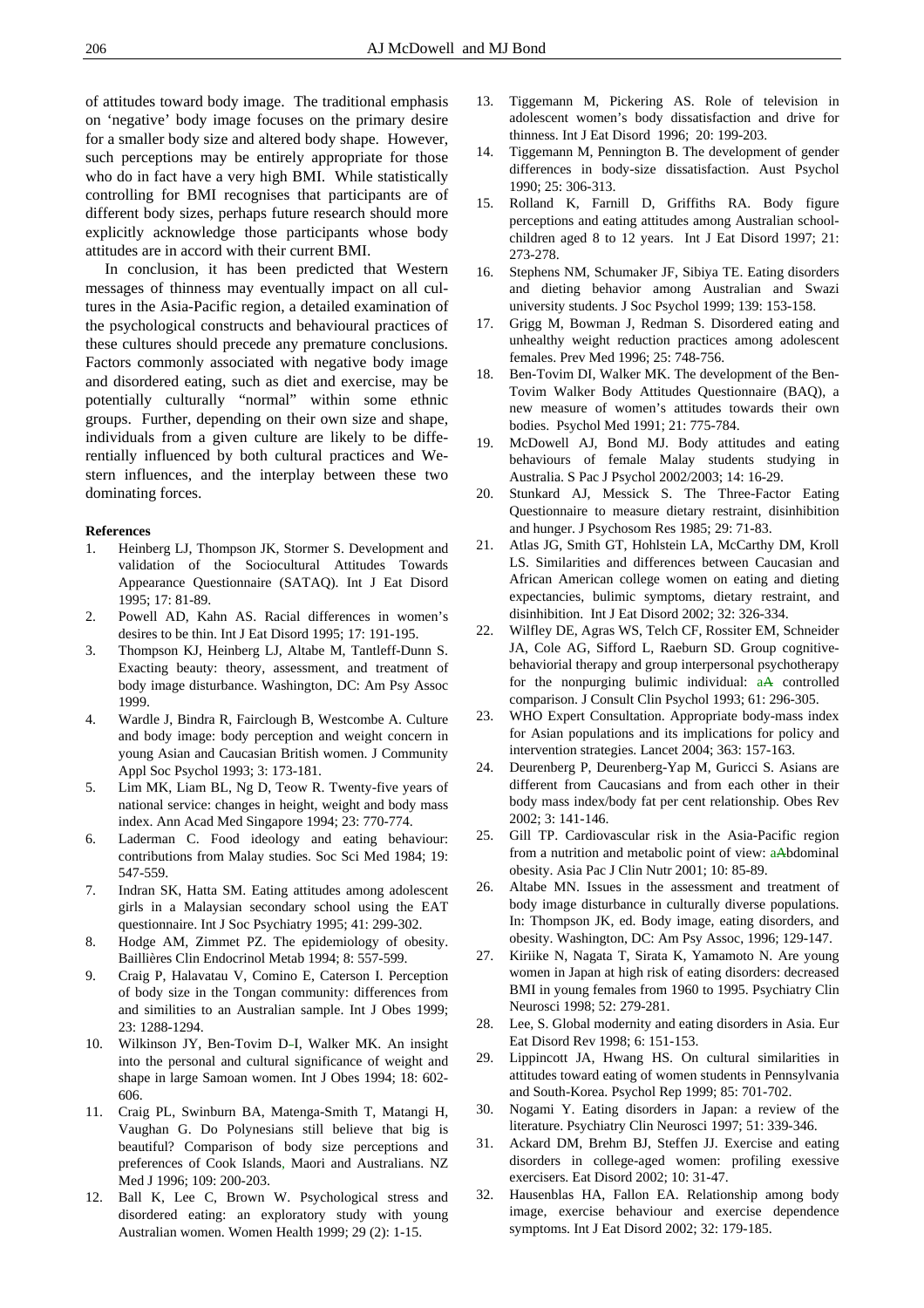of attitudes toward body image. The traditional emphasis on 'negative' body image focuses on the primary desire for a smaller body size and altered body shape. However, such perceptions may be entirely appropriate for those who do in fact have a very high BMI. While statistically controlling for BMI recognises that participants are of different body sizes, perhaps future research should more explicitly acknowledge those participants whose body attitudes are in accord with their current BMI.

In conclusion, it has been predicted that Western messages of thinness may eventually impact on all cultures in the Asia-Pacific region, a detailed examination of the psychological constructs and behavioural practices of these cultures should precede any premature conclusions. Factors commonly associated with negative body image and disordered eating, such as diet and exercise, may be potentially culturally "normal" within some ethnic groups. Further, depending on their own size and shape, individuals from a given culture are likely to be differentially influenced by both cultural practices and Western influences, and the interplay between these two dominating forces.

**References**

1. Heinberg LJ, Thompson JK, Stormer S. Development and validation of the Sociocultural Attitudes Towards Appearance Questionnaire (SATAQ). Int J Eat Disord 1995; 17: 81-89.
2. Powell AD, Kahn AS. Racial differences in women's desires to be thin. Int J Eat Disord 1995; 17: 191-195.
3. Thompson KJ, Heinberg LJ, Altabe M, Tantleff-Dunn S. Exacting beauty: theory, assessment, and treatment of body image disturbance. Washington, DC: Am Psy Assoc 1999.
4. Wardle J, Bindra R, Fairclough B, Westcombe A. Culture and body image: body perception and weight concern in young Asian and Caucasian British women. J Community Appl Soc Psychol 1993; 3: 173-181.
5. Lim MK, Liam BL, Ng D, Teow R. Twenty-five years of national service: changes in height, weight and body mass index. Ann Acad Med Singapore 1994; 23: 770-774.
6. Laderman C. Food ideology and eating behaviour: contributions from Malay studies. Soc Sci Med 1984; 19: 547-559.
7. Indran SK, Hatta SM. Eating attitudes among adolescent girls in a Malaysian secondary school using the EAT questionnaire. Int J Soc Psychiatry 1995; 41: 299-302.
8. Hodge AM, Zimmet PZ. The epidemiology of obesity. Baillières Clin Endocrinol Metab 1994; 8: 557-599.
9. Craig P, Halavatau V, Comino E, Caterson I. Perception of body size in the Tongan community: differences from and similities to an Australian sample. Int J Obes 1999; 23: 1288-1294.
10. Wilkinson JY, Ben-Tovim D-I, Walker MK. An insight into the personal and cultural significance of weight and shape in large Samoan women. Int J Obes 1994; 18: 602-606.
11. Craig PL, Swinburn BA, Matenga-Smith T, Matangi H, Vaughan G. Do Polynesians still believe that big is beautiful? Comparison of body size perceptions and preferences of Cook Islands, Maori and Australians. NZ Med J 1996; 109: 200-203.
12. Ball K, Lee C, Brown W. Psychological stress and disordered eating: an exploratory study with young Australian women. Women Health 1999; 29 (2): 1-15.
13. Tiggemann M, Pickering AS. Role of television in adolescent women's body dissatisfaction and drive for thinness. Int J Eat Disord 1996; 20: 199-203.
14. Tiggemann M, Pennington B. The development of gender differences in body-size dissatisfaction. Aust Psychol 1990; 25: 306-313.
15. Rolland K, Farnill D, Griffiths RA. Body figure perceptions and eating attitudes among Australian schoolchildren aged 8 to 12 years. Int J Eat Disord 1997; 21: 273-278.
16. Stephens NM, Schumaker JF, Sibiya TE. Eating disorders and dieting behavior among Australian and Swazi university students. J Soc Psychol 1999; 139: 153-158.
17. Grigg M, Bowman J, Redman S. Disordered eating and unhealthy weight reduction practices among adolescent females. Prev Med 1996; 25: 748-756.
18. Ben-Tovim DI, Walker MK. The development of the Ben-Tovim Walker Body Attitudes Questionnaire (BAQ), a new measure of women's attitudes towards their own bodies. Psychol Med 1991; 21: 775-784.
19. McDowell AJ, Bond MJ. Body attitudes and eating behaviours of female Malay students studying in Australia. S Pac J Psychol 2002/2003; 14: 16-29.
20. Stunkard AJ, Messick S. The Three-Factor Eating Questionnaire to measure dietary restraint, disinhibition and hunger. J Psychosom Res 1985; 29: 71-83.
21. Atlas JG, Smith GT, Hohlstein LA, McCarthy DM, Kroll LS. Similarities and differences between Caucasian and African American college women on eating and dieting expectancies, bulimic symptoms, dietary restraint, and disinhibition. Int J Eat Disord 2002; 32: 326-334.
22. Wilfley DE, Agras WS, Telch CF, Rossiter EM, Schneider JA, Cole AG, Sifford L, Raeburn SD. Group cognitive-behaviorial therapy and group interpersonal psychotherapy for the nonpurging bulimic individual: a controlled comparison. J Consult Clin Psychol 1993; 61: 296-305.
23. WHO Expert Consultation. Appropriate body-mass index for Asian populations and its implications for policy and intervention strategies. Lancet 2004; 363: 157-163.
24. Deurenberg P, Deurenberg-Yap M, Guricci S. Asians are different from Caucasians and from each other in their body mass index/body fat per cent relationship. Obes Rev 2002; 3: 141-146.
25. Gill TP. Cardiovascular risk in the Asia-Pacific region from a nutrition and metabolic point of view: abdominal obesity. Asia Pac J Clin Nutr 2001; 10: 85-89.
26. Altabe MN. Issues in the assessment and treatment of body image disturbance in culturally diverse populations. In: Thompson JK, ed. Body image, eating disorders, and obesity. Washington, DC: Am Psy Assoc, 1996; 129-147.
27. Kiriike N, Nagata T, Sirata K, Yamamoto N. Are young women in Japan at high risk of eating disorders: decreased BMI in young females from 1960 to 1995. Psychiatry Clin Neurosci 1998; 52: 279-281.
28. Lee, S. Global modernity and eating disorders in Asia. Eur Eat Disord Rev 1998; 6: 151-153.
29. Lippincott JA, Hwang HS. On cultural similarities in attitudes toward eating of women students in Pennsylvania and South-Korea. Psychol Rep 1999; 85: 701-702.
30. Nogami Y. Eating disorders in Japan: a review of the literature. Psychiatry Clin Neurosci 1997; 51: 339-346.
31. Ackard DM, Brehm BJ, Steffen JJ. Exercise and eating disorders in college-aged women: profiling exessive exercisers. Eat Disord 2002; 10: 31-47.
32. Hausenblas HA, Fallon EA. Relationship among body image, exercise behaviour and exercise dependence symptoms. Int J Eat Disord 2002; 32: 179-185.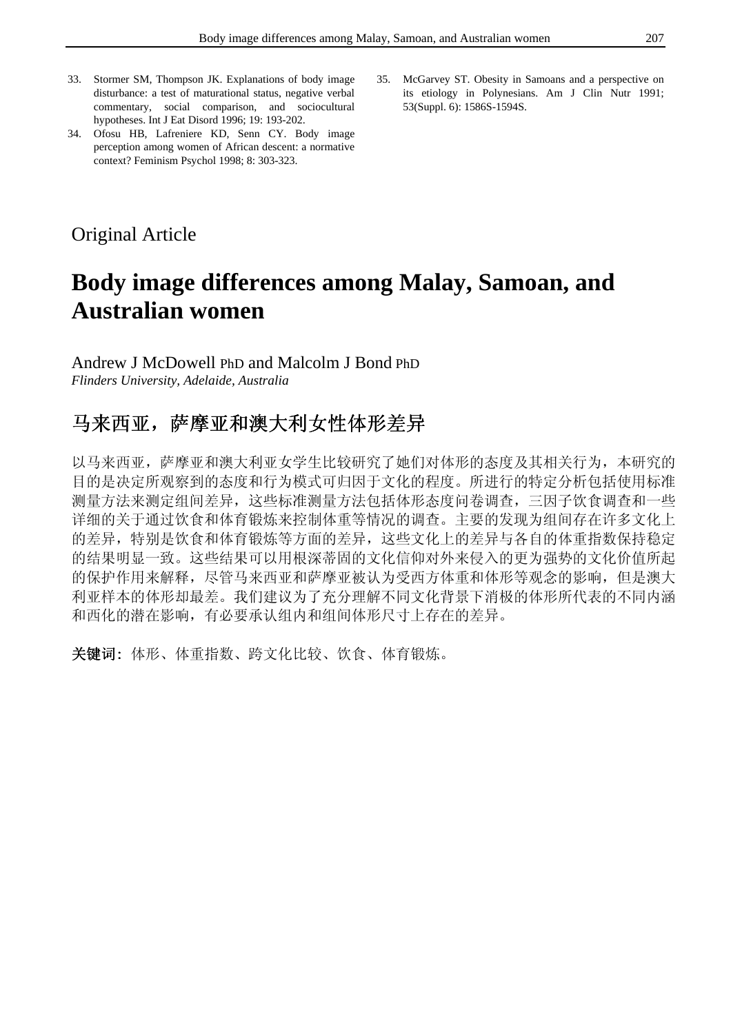33. Stormer SM, Thompson JK. Explanations of body image disturbance: a test of maturational status, negative verbal commentary, social comparison, and sociocultural hypotheses. Int J Eat Disord 1996; 19: 193-202.
34. Ofosu HB, Lafreniere KD, Senn CY. Body image perception among women of African descent: a normative context? Feminism Psychol 1998; 8: 303-323.
35. McGarvey ST. Obesity in Samoans and a perspective on its etiology in Polynesians. Am J Clin Nutr 1991; 53(Suppl. 6): 1586S-1594S.

Original Article

# Body image differences among Malay, Samoan, and Australian women

Andrew J McDowell PhD and Malcolm J Bond PhD
*Flinders University, Adelaide, Australia*

## 马来西亚，萨摩亚和澳大利女性体形差异

以马来西亚，萨摩亚和澳大利亚女学生比较研究了她们对体形的态度及其相关行为，本研究的目的是决定所观察到的态度和行为模式可归因于文化的程度。所进行的特定分析包括使用标准测量方法来测定组间差异，这些标准测量方法包括体形态度问卷调查，三因子饮食调查和一些详细的关于通过饮食和体育锻炼来控制体重等情况的调查。主要的发现为组间存在许多文化上的差异，特别是饮食和体育锻炼等方面的差异，这些文化上的差异与各自的体重指数保持稳定的结果明显一致。这些结果可以用根深蒂固的文化信仰对外来侵入的更为强势的文化价值所起的保护作用来解释，尽管马来西亚和萨摩亚被认为受西方体重和体形等观念的影响，但是澳大利亚样本的体形却最差。我们建议为了充分理解不同文化背景下消极的体形所代表的不同内涵和西化的潜在影响，有必要承认组内和组间体形尺寸上存在的差异。

**关键词：** 体形、体重指数、跨文化比较、饮食、体育锻炼。